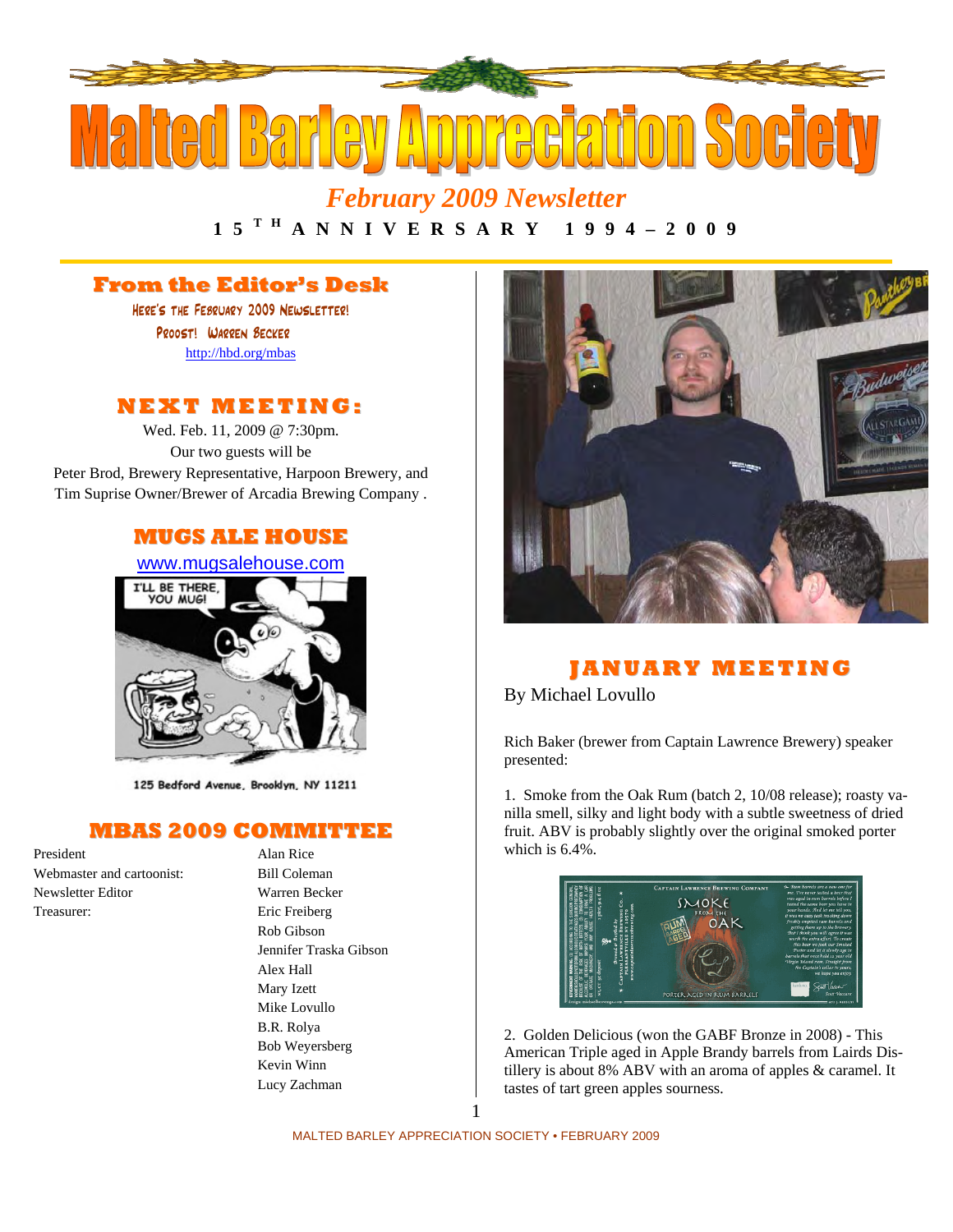# Malted Barley Appreciation Society

*February 2009 Newsletter*

**15TH ANNIVERSARY 1994 – 2009**

## From the Editor's Desk

Here's the February 2009 Newsletter!

Proost! Warren Becker

http://hbd.org/mbas

## NEXT MEETING:

Wed. Feb. 11, 2009 @ 7:30pm.

Our two guests will be

Peter Brod, Brewery Representative, Harpoon Brewery, and

Tim Suprise Owner/Brewer of Arcadia Brewing Company .

## MUGS ALE HOUSE

www.mugsalehouse.com

I'LL BE THERE, YOU MUG!

125 Bedford Avenue, Brooklyn, NY 11211

## MBAS 2009 COMMITTEE

| | |
|---|---|
| President | Alan Rice |
| Webmaster and cartoonist: | Bill Coleman |
| Newsletter Editor | Warren Becker |
| Treasurer: | Eric Freiberg |
| | Rob Gibson |
| | Jennifer Traska Gibson |
| | Alex Hall |
| | Mary Izett |
| | Mike Lovullo |
| | B.R. Rolya |
| | Bob Weyersberg |
| | Kevin Winn |
| | Lucy Zachman |

## JANUARY MEETING

By Michael Lovullo

Rich Baker (brewer from Captain Lawrence Brewery) speaker presented:

1. Smoke from the Oak Rum (batch 2, 10/08 release); roasty vanilla smell, silky and light body with a subtle sweetness of dried fruit. ABV is probably slightly over the original smoked porter which is 6.4%.

2. Golden Delicious (won the GABF Bronze in 2008) - This American Triple aged in Apple Brandy barrels from Lairds Distillery is about 8% ABV with an aroma of apples & caramel. It tastes of tart green apples sourness.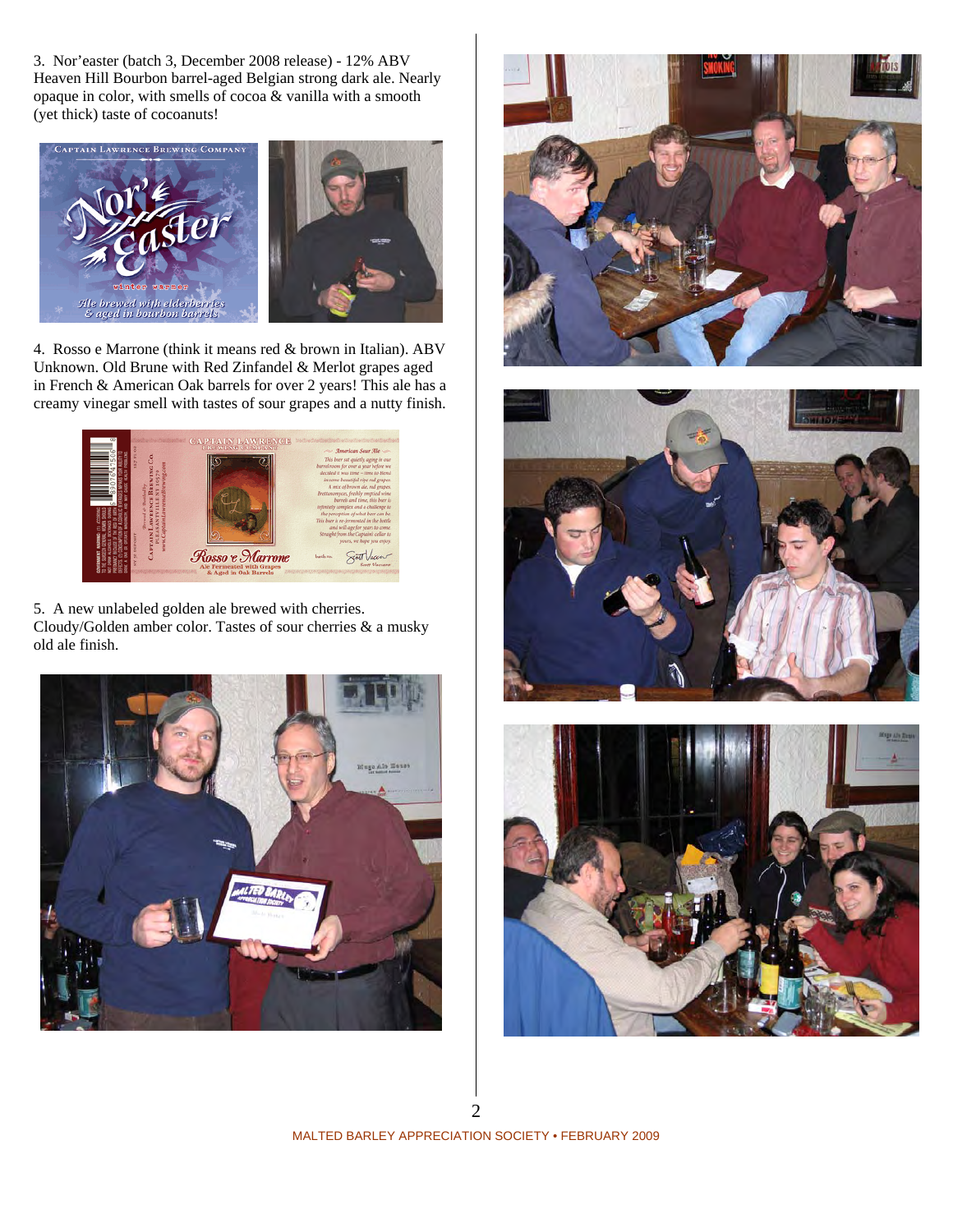3. Nor'easter (batch 3, December 2008 release) - 12% ABV Heaven Hill Bourbon barrel-aged Belgian strong dark ale. Nearly opaque in color, with smells of cocoa & vanilla with a smooth (yet thick) taste of cocoanuts!

4. Rosso e Marrone (think it means red & brown in Italian). ABV Unknown. Old Brune with Red Zinfandel & Merlot grapes aged in French & American Oak barrels for over 2 years! This ale has a creamy vinegar smell with tastes of sour grapes and a nutty finish.

5. A new unlabeled golden ale brewed with cherries. Cloudy/Golden amber color. Tastes of sour cherries & a musky old ale finish.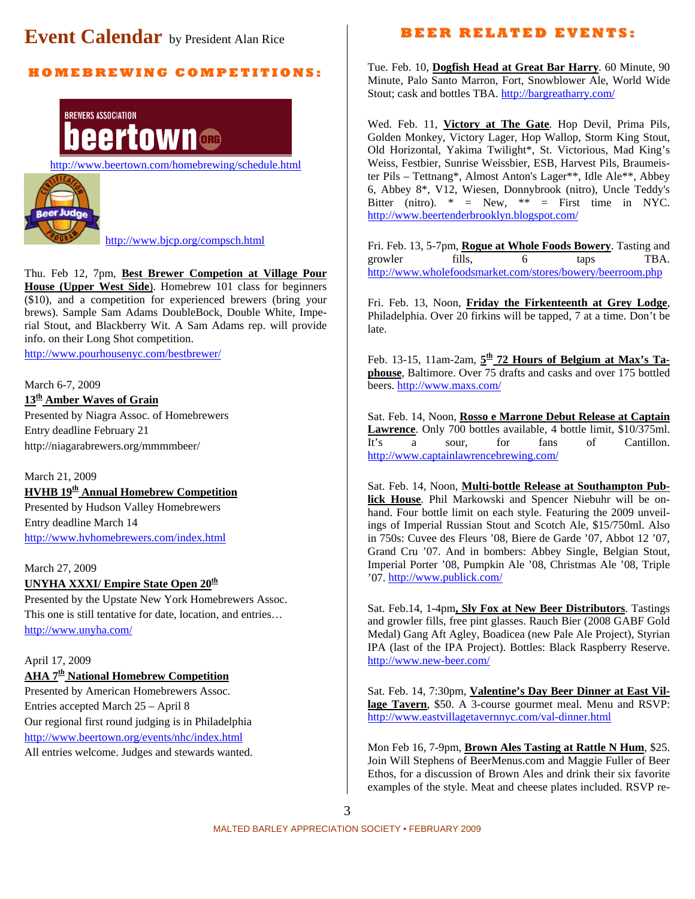# Event Calendar by President Alan Rice

## HOMEBREWING COMPETITIONS:

BREWERS ASSOCIATION beertown ORG

http://www.beertown.com/homebrewing/schedule.html

http://www.bjcp.org/compsch.html

Thu. Feb 12, 7pm, **Best Brewer Competion at Village Pour House (Upper West Side)**. Homebrew 101 class for beginners ($10), and a competition for experienced brewers (bring your brews). Sample Sam Adams DoubleBock, Double White, Imperial Stout, and Blackberry Wit. A Sam Adams rep. will provide info. on their Long Shot competition.
http://www.pourhousenyc.com/bestbrewer/

March 6-7, 2009
**13th Amber Waves of Grain**
Presented by Niagra Assoc. of Homebrewers
Entry deadline February 21
http://niagarabrewers.org/mmmmbeer/

March 21, 2009
**HVHB 19th Annual Homebrew Competition**
Presented by Hudson Valley Homebrewers
Entry deadline March 14
http://www.hvhomebrewers.com/index.html

March 27, 2009
**UNYHA XXXI/ Empire State Open 20th**
Presented by the Upstate New York Homebrewers Assoc.
This one is still tentative for date, location, and entries…
http://www.unyha.com/

April 17, 2009
**AHA 7th National Homebrew Competition**
Presented by American Homebrewers Assoc.
Entries accepted March 25 – April 8
Our regional first round judging is in Philadelphia
http://www.beertown.org/events/nhc/index.html
All entries welcome. Judges and stewards wanted.

## BEER RELATED EVENTS:

Tue. Feb. 10, **Dogfish Head at Great Bar Harry**. 60 Minute, 90 Minute, Palo Santo Marron, Fort, Snowblower Ale, World Wide Stout; cask and bottles TBA. http://bargreatharry.com/

Wed. Feb. 11, **Victory at The Gate**. Hop Devil, Prima Pils, Golden Monkey, Victory Lager, Hop Wallop, Storm King Stout, Old Horizontal, Yakima Twilight*, St. Victorious, Mad King's Weiss, Festbier, Sunrise Weissbier, ESB, Harvest Pils, Braumeister Pils – Tettnang*, Almost Anton's Lager**, Idle Ale**, Abbey 6, Abbey 8*, V12, Wiesen, Donnybrook (nitro), Uncle Teddy's Bitter (nitro). * = New, ** = First time in NYC. http://www.beertenderbrooklyn.blogspot.com/

Fri. Feb. 13, 5-7pm, **Rogue at Whole Foods Bowery**. Tasting and growler fills, 6 taps TBA. http://www.wholefoodsmarket.com/stores/bowery/beerroom.php

Fri. Feb. 13, Noon, **Friday the Firkenteenth at Grey Lodge**, Philadelphia. Over 20 firkins will be tapped, 7 at a time. Don't be late.

Feb. 13-15, 11am-2am, **5th 72 Hours of Belgium at Max's Taphouse**, Baltimore. Over 75 drafts and casks and over 175 bottled beers. http://www.maxs.com/

Sat. Feb. 14, Noon, **Rosso e Marrone Debut Release at Captain Lawrence**. Only 700 bottles available, 4 bottle limit, $10/375ml. It's a sour, for fans of Cantillon. http://www.captainlawrencebrewing.com/

Sat. Feb. 14, Noon, **Multi-bottle Release at Southampton Publick House**. Phil Markowski and Spencer Niebuhr will be on-hand. Four bottle limit on each style. Featuring the 2009 unveilings of Imperial Russian Stout and Scotch Ale, $15/750ml. Also in 750s: Cuvee des Fleurs '08, Biere de Garde '07, Abbot 12 '07, Grand Cru '07. And in bombers: Abbey Single, Belgian Stout, Imperial Porter '08, Pumpkin Ale '08, Christmas Ale '08, Triple '07. http://www.publick.com/

Sat. Feb.14, 1-4pm**, Sly Fox at New Beer Distributors**. Tastings and growler fills, free pint glasses. Rauch Bier (2008 GABF Gold Medal) Gang Aft Agley, Boadicea (new Pale Ale Project), Styrian IPA (last of the IPA Project). Bottles: Black Raspberry Reserve. http://www.new-beer.com/

Sat. Feb. 14, 7:30pm, **Valentine's Day Beer Dinner at East Village Tavern**, $50. A 3-course gourmet meal. Menu and RSVP: http://www.eastvillagetavernnyc.com/val-dinner.html

Mon Feb 16, 7-9pm, **Brown Ales Tasting at Rattle N Hum**, $25. Join Will Stephens of BeerMenus.com and Maggie Fuller of Beer Ethos, for a discussion of Brown Ales and drink their six favorite examples of the style. Meat and cheese plates included. RSVP re-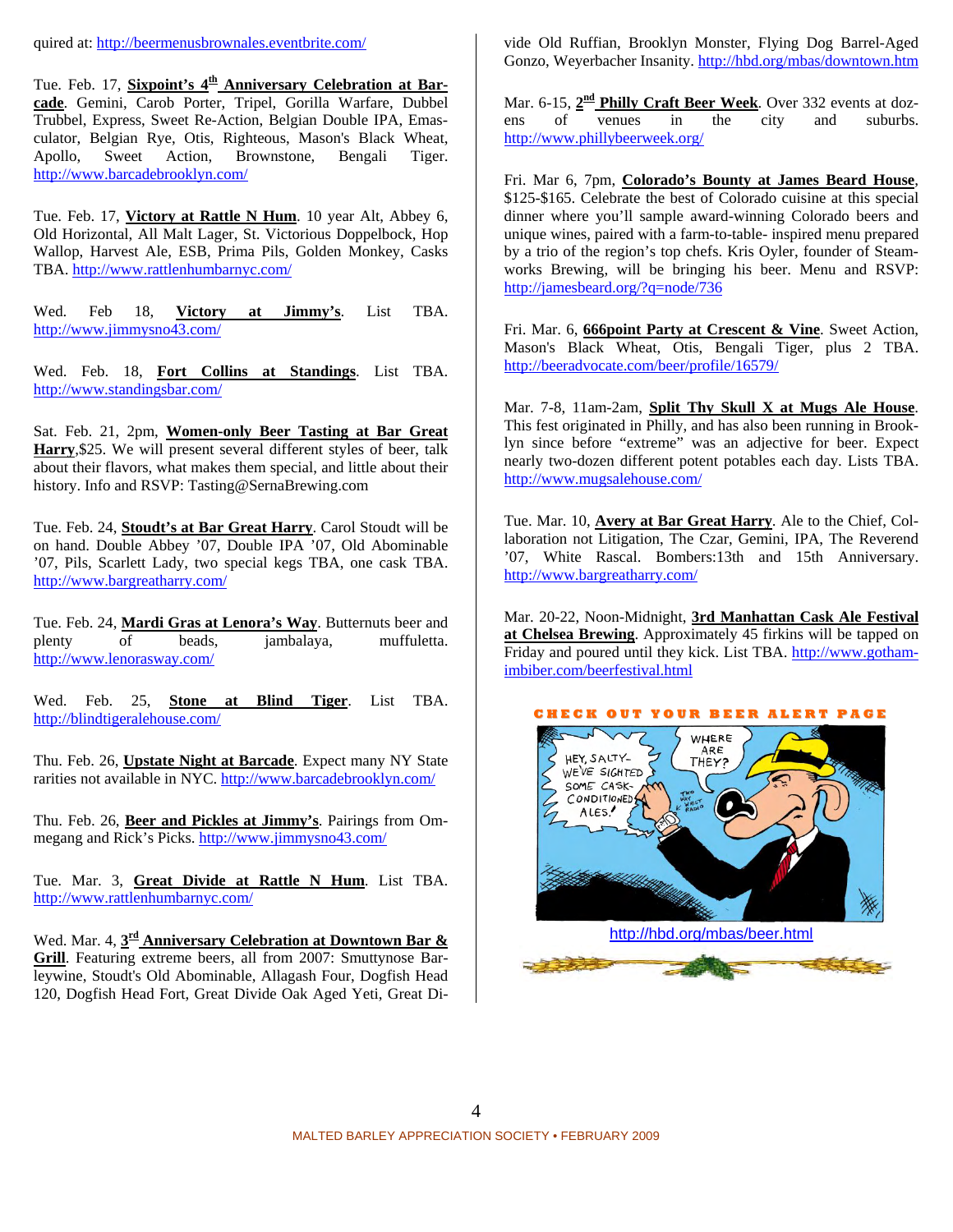quired at: http://beermenusbrownales.eventbrite.com/

Tue. Feb. 17, **Sixpoint's 4th Anniversary Celebration at Barcade**. Gemini, Carob Porter, Tripel, Gorilla Warfare, Dubbel Trubbel, Express, Sweet Re-Action, Belgian Double IPA, Emasculator, Belgian Rye, Otis, Righteous, Mason's Black Wheat, Apollo, Sweet Action, Brownstone, Bengali Tiger. http://www.barcadebrooklyn.com/

Tue. Feb. 17, **Victory at Rattle N Hum**. 10 year Alt, Abbey 6, Old Horizontal, All Malt Lager, St. Victorious Doppelbock, Hop Wallop, Harvest Ale, ESB, Prima Pils, Golden Monkey, Casks TBA. http://www.rattlenhumbarnyc.com/

Wed. Feb 18, **Victory at Jimmy's**. List TBA. http://www.jimmysno43.com/

Wed. Feb. 18, **Fort Collins at Standings**. List TBA. http://www.standingsbar.com/

Sat. Feb. 21, 2pm, **Women-only Beer Tasting at Bar Great Harry**,$25. We will present several different styles of beer, talk about their flavors, what makes them special, and little about their history. Info and RSVP: Tasting@SernaBrewing.com

Tue. Feb. 24, **Stoudt's at Bar Great Harry**. Carol Stoudt will be on hand. Double Abbey '07, Double IPA '07, Old Abominable '07, Pils, Scarlett Lady, two special kegs TBA, one cask TBA. http://www.bargreatharry.com/

Tue. Feb. 24, **Mardi Gras at Lenora's Way**. Butternuts beer and plenty of beads, jambalaya, muffuletta. http://www.lenorasway.com/

Wed. Feb. 25, **Stone at Blind Tiger**. List TBA. http://blindtigeralehouse.com/

Thu. Feb. 26, **Upstate Night at Barcade**. Expect many NY State rarities not available in NYC. http://www.barcadebrooklyn.com/

Thu. Feb. 26, **Beer and Pickles at Jimmy's**. Pairings from Ommegang and Rick's Picks. http://www.jimmysno43.com/

Tue. Mar. 3, **Great Divide at Rattle N Hum**. List TBA. http://www.rattlenhumbarnyc.com/

Wed. Mar. 4, **3rd Anniversary Celebration at Downtown Bar & Grill**. Featuring extreme beers, all from 2007: Smuttynose Barleywine, Stoudt's Old Abominable, Allagash Four, Dogfish Head 120, Dogfish Head Fort, Great Divide Oak Aged Yeti, Great Divide Old Ruffian, Brooklyn Monster, Flying Dog Barrel-Aged Gonzo, Weyerbacher Insanity. http://hbd.org/mbas/downtown.htm

Mar. 6-15, **2nd Philly Craft Beer Week**. Over 332 events at dozens of venues in the city and suburbs. http://www.phillybeerweek.org/

Fri. Mar 6, 7pm, **Colorado's Bounty at James Beard House**, $125-$165. Celebrate the best of Colorado cuisine at this special dinner where you'll sample award-winning Colorado beers and unique wines, paired with a farm-to-table- inspired menu prepared by a trio of the region's top chefs. Kris Oyler, founder of Steamworks Brewing, will be bringing his beer. Menu and RSVP: http://jamesbeard.org/?q=node/736

Fri. Mar. 6, **666point Party at Crescent & Vine**. Sweet Action, Mason's Black Wheat, Otis, Bengali Tiger, plus 2 TBA. http://beeradvocate.com/beer/profile/16579/

Mar. 7-8, 11am-2am, **Split Thy Skull X at Mugs Ale House**. This fest originated in Philly, and has also been running in Brooklyn since before "extreme" was an adjective for beer. Expect nearly two-dozen different potent potables each day. Lists TBA. http://www.mugsalehouse.com/

Tue. Mar. 10, **Avery at Bar Great Harry**. Ale to the Chief, Collaboration not Litigation, The Czar, Gemini, IPA, The Reverend '07, White Rascal. Bombers:13th and 15th Anniversary. http://www.bargreatharry.com/

Mar. 20-22, Noon-Midnight, **3rd Manhattan Cask Ale Festival at Chelsea Brewing**. Approximately 45 firkins will be tapped on Friday and poured until they kick. List TBA. http://www.gotham-imbiber.com/beerfestival.html

CHECK OUT YOUR BEER ALERT PAGE

http://hbd.org/mbas/beer.html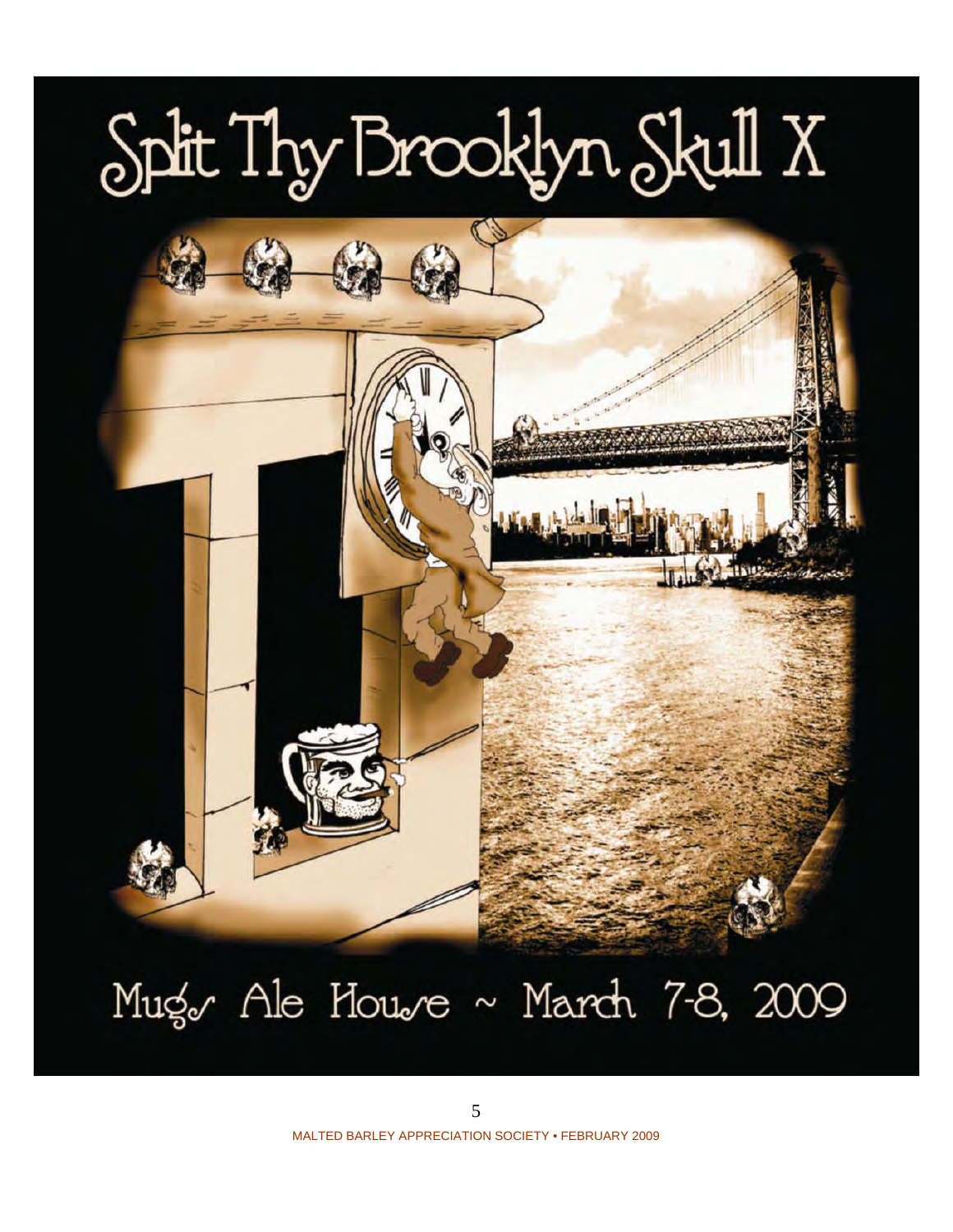# Split Thy Brooklyn Skull X

Mugs Ale House ~ March 7-8, 2009